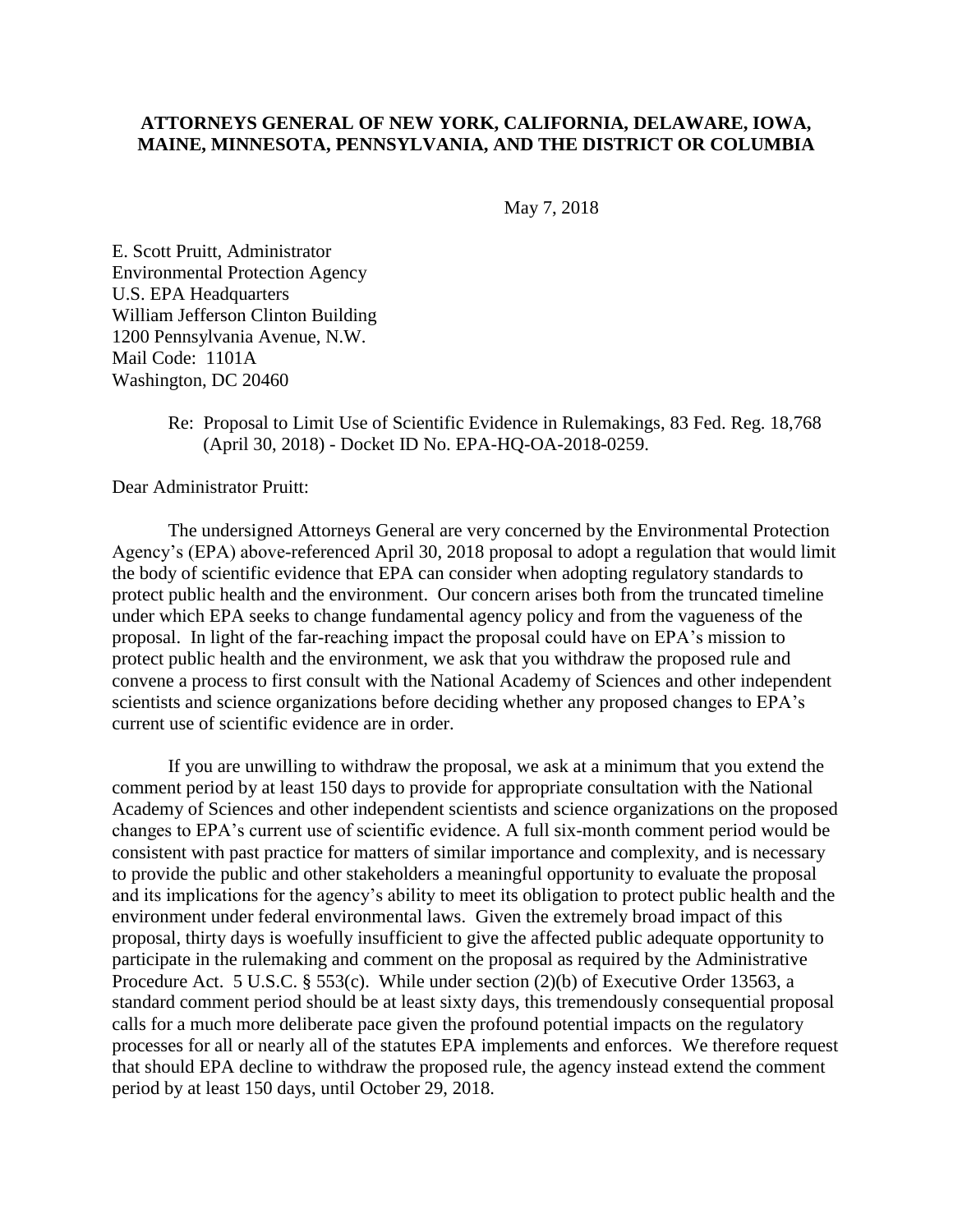**ATTORNEYS GENERAL OF NEW YORK, CALIFORNIA, DELAWARE, IOWA, MAINE, MINNESOTA, PENNSYLVANIA, AND THE DISTRICT OR COLUMBIA**

May 7, 2018

E. Scott Pruitt, Administrator
Environmental Protection Agency
U.S. EPA Headquarters
William Jefferson Clinton Building
1200 Pennsylvania Avenue, N.W.
Mail Code: 1101A
Washington, DC 20460

Re: Proposal to Limit Use of Scientific Evidence in Rulemakings, 83 Fed. Reg. 18,768 (April 30, 2018) - Docket ID No. EPA-HQ-OA-2018-0259.

Dear Administrator Pruitt:

The undersigned Attorneys General are very concerned by the Environmental Protection Agency's (EPA) above-referenced April 30, 2018 proposal to adopt a regulation that would limit the body of scientific evidence that EPA can consider when adopting regulatory standards to protect public health and the environment. Our concern arises both from the truncated timeline under which EPA seeks to change fundamental agency policy and from the vagueness of the proposal. In light of the far-reaching impact the proposal could have on EPA's mission to protect public health and the environment, we ask that you withdraw the proposed rule and convene a process to first consult with the National Academy of Sciences and other independent scientists and science organizations before deciding whether any proposed changes to EPA's current use of scientific evidence are in order.

If you are unwilling to withdraw the proposal, we ask at a minimum that you extend the comment period by at least 150 days to provide for appropriate consultation with the National Academy of Sciences and other independent scientists and science organizations on the proposed changes to EPA's current use of scientific evidence. A full six-month comment period would be consistent with past practice for matters of similar importance and complexity, and is necessary to provide the public and other stakeholders a meaningful opportunity to evaluate the proposal and its implications for the agency's ability to meet its obligation to protect public health and the environment under federal environmental laws. Given the extremely broad impact of this proposal, thirty days is woefully insufficient to give the affected public adequate opportunity to participate in the rulemaking and comment on the proposal as required by the Administrative Procedure Act. 5 U.S.C. § 553(c). While under section (2)(b) of Executive Order 13563, a standard comment period should be at least sixty days, this tremendously consequential proposal calls for a much more deliberate pace given the profound potential impacts on the regulatory processes for all or nearly all of the statutes EPA implements and enforces. We therefore request that should EPA decline to withdraw the proposed rule, the agency instead extend the comment period by at least 150 days, until October 29, 2018.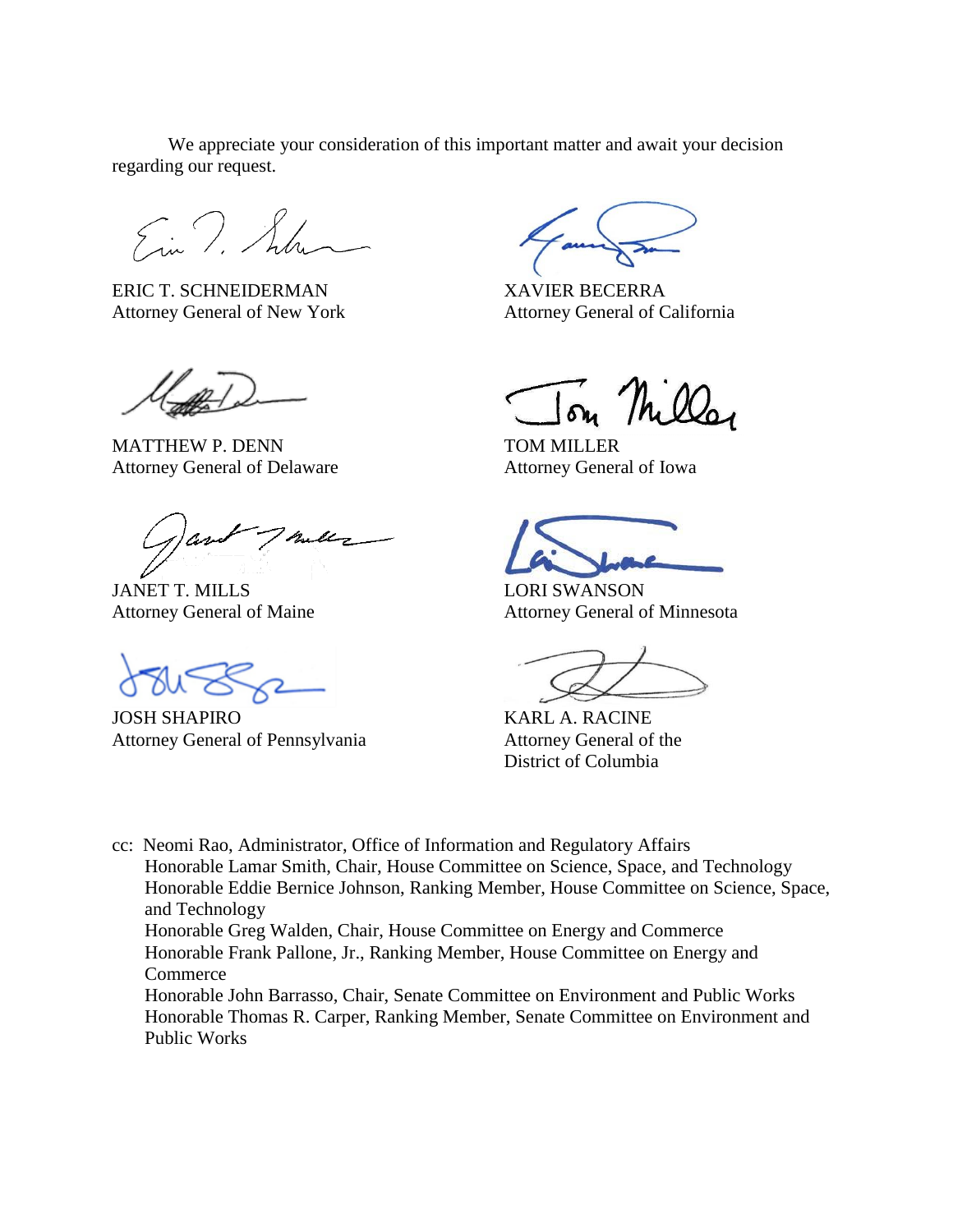We appreciate your consideration of this important matter and await your decision regarding our request.

ERIC T. SCHNEIDERMAN
Attorney General of New York

XAVIER BECERRA
Attorney General of California

MATTHEW P. DENN
Attorney General of Delaware

TOM MILLER
Attorney General of Iowa

JANET T. MILLS
Attorney General of Maine

LORI SWANSON
Attorney General of Minnesota

JOSH SHAPIRO
Attorney General of Pennsylvania

KARL A. RACINE
Attorney General of the District of Columbia

cc: Neomi Rao, Administrator, Office of Information and Regulatory Affairs
Honorable Lamar Smith, Chair, House Committee on Science, Space, and Technology
Honorable Eddie Bernice Johnson, Ranking Member, House Committee on Science, Space, and Technology
Honorable Greg Walden, Chair, House Committee on Energy and Commerce
Honorable Frank Pallone, Jr., Ranking Member, House Committee on Energy and Commerce
Honorable John Barrasso, Chair, Senate Committee on Environment and Public Works
Honorable Thomas R. Carper, Ranking Member, Senate Committee on Environment and Public Works